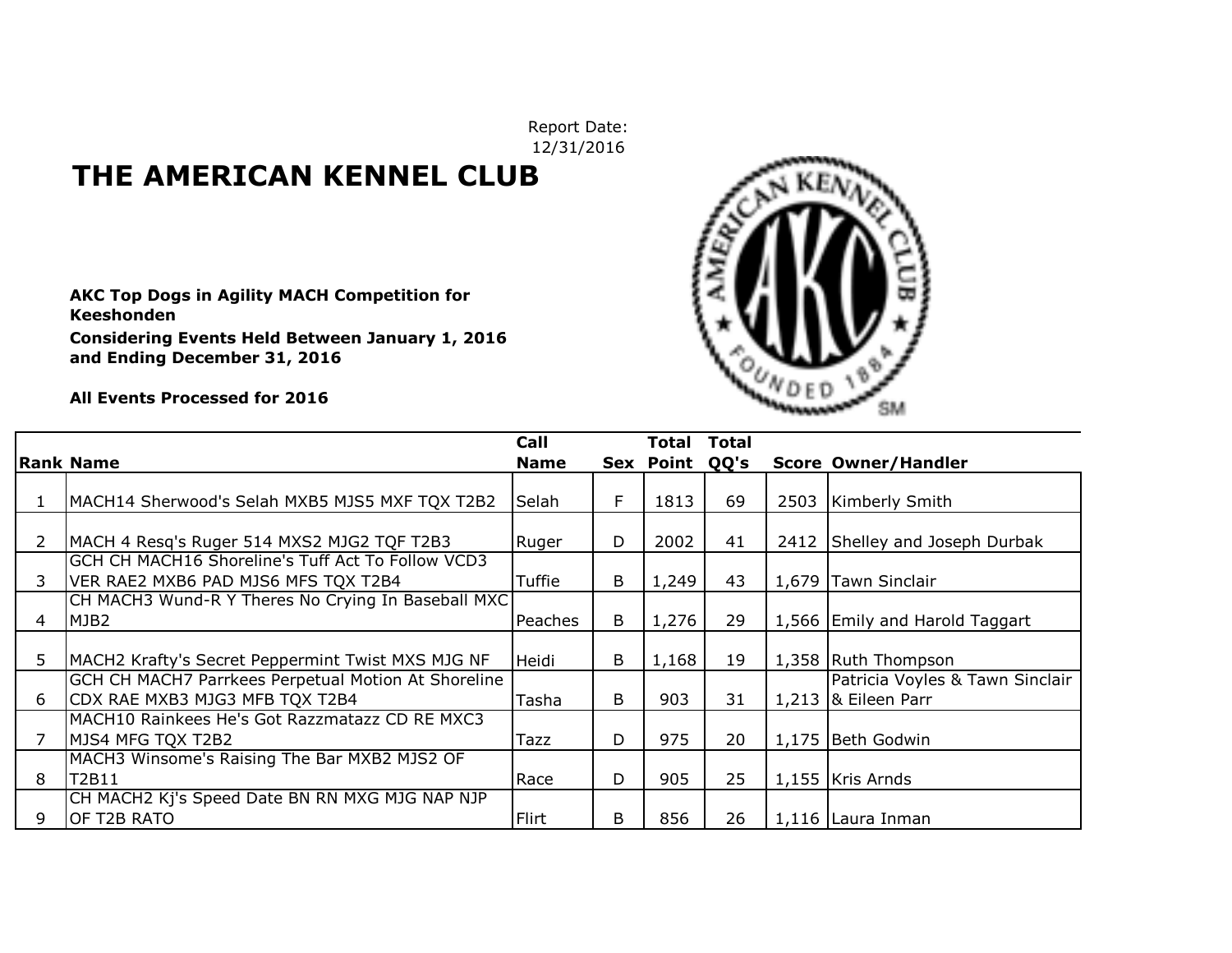Report Date:
12/31/2016

# THE AMERICAN KENNEL CLUB

**AKC Top Dogs in Agility MACH Competition for Keeshonden**

**Considering Events Held Between January 1, 2016 and Ending December 31, 2016**

**All Events Processed for 2016**

| Rank | Name | Call Name | Sex | Total Point | Total QQ's | Score | Owner/Handler |
|---|---|---|---|---|---|---|---|
| 1 | MACH14 Sherwood's Selah MXB5 MJS5 MXF TQX T2B2 | Selah | F | 1813 | 69 | 2503 | Kimberly Smith |
| 2 | MACH 4 Resq's Ruger 514 MXS2 MJG2 TQF T2B3 | Ruger | D | 2002 | 41 | 2412 | Shelley and Joseph Durbak |
| 3 | GCH CH MACH16 Shoreline's Tuff Act To Follow VCD3 VER RAE2 MXB6 PAD MJS6 MFS TQX T2B4 | Tuffie | B | 1,249 | 43 | 1,679 | Tawn Sinclair |
| 4 | CH MACH3 Wund-R Y Theres No Crying In Baseball MXC MJB2 | Peaches | B | 1,276 | 29 | 1,566 | Emily and Harold Taggart |
| 5 | MACH2 Krafty's Secret Peppermint Twist MXS MJG NF | Heidi | B | 1,168 | 19 | 1,358 | Ruth Thompson |
| 6 | GCH CH MACH7 Parrkees Perpetual Motion At Shoreline CDX RAE MXB3 MJG3 MFB TQX T2B4 | Tasha | B | 903 | 31 | 1,213 | Patricia Voyles & Tawn Sinclair & Eileen Parr |
| 7 | MACH10 Rainkees He's Got Razzmatazz CD RE MXC3 MJS4 MFG TQX T2B2 | Tazz | D | 975 | 20 | 1,175 | Beth Godwin |
| 8 | MACH3 Winsome's Raising The Bar MXB2 MJS2 OF T2B11 | Race | D | 905 | 25 | 1,155 | Kris Arnds |
| 9 | CH MACH2 Kj's Speed Date BN RN MXG MJG NAP NJP OF T2B RATO | Flirt | B | 856 | 26 | 1,116 | Laura Inman |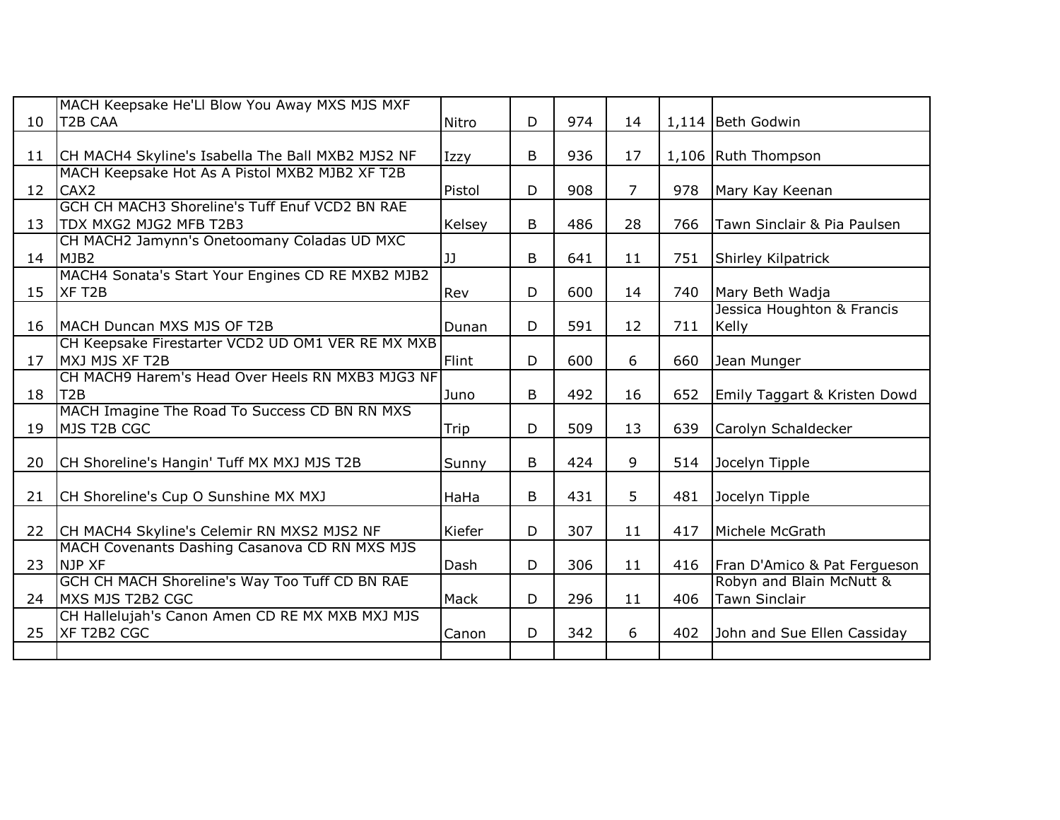| | | | | | | | |
|---|---|---|---|---|---|---|---|
| 10 | MACH Keepsake He'Ll Blow You Away MXS MJS MXF T2B CAA | Nitro | D | 974 | 14 | 1,114 | Beth Godwin |
| 11 | CH MACH4 Skyline's Isabella The Ball MXB2 MJS2 NF | Izzy | B | 936 | 17 | 1,106 | Ruth Thompson |
| 12 | MACH Keepsake Hot As A Pistol MXB2 MJB2 XF T2B CAX2 | Pistol | D | 908 | 7 | 978 | Mary Kay Keenan |
| 13 | GCH CH MACH3 Shoreline's Tuff Enuf VCD2 BN RAE TDX MXG2 MJG2 MFB T2B3 | Kelsey | B | 486 | 28 | 766 | Tawn Sinclair & Pia Paulsen |
| 14 | CH MACH2 Jamynn's Onetoomany Coladas UD MXC MJB2 | JJ | B | 641 | 11 | 751 | Shirley Kilpatrick |
| 15 | MACH4 Sonata's Start Your Engines CD RE MXB2 MJB2 XF T2B | Rev | D | 600 | 14 | 740 | Mary Beth Wadja |
| 16 | MACH Duncan MXS MJS OF T2B | Dunan | D | 591 | 12 | 711 | Jessica Houghton & Francis Kelly |
| 17 | CH Keepsake Firestarter VCD2 UD OM1 VER RE MX MXB MXJ MJS XF T2B | Flint | D | 600 | 6 | 660 | Jean Munger |
| 18 | CH MACH9 Harem's Head Over Heels RN MXB3 MJG3 NF T2B | Juno | B | 492 | 16 | 652 | Emily Taggart & Kristen Dowd |
| 19 | MACH Imagine The Road To Success CD BN RN MXS MJS T2B CGC | Trip | D | 509 | 13 | 639 | Carolyn Schaldecker |
| 20 | CH Shoreline's Hangin' Tuff MX MXJ MJS T2B | Sunny | B | 424 | 9 | 514 | Jocelyn Tipple |
| 21 | CH Shoreline's Cup O Sunshine MX MXJ | HaHa | B | 431 | 5 | 481 | Jocelyn Tipple |
| 22 | CH MACH4 Skyline's Celemir RN MXS2 MJS2 NF | Kiefer | D | 307 | 11 | 417 | Michele McGrath |
| 23 | MACH Covenants Dashing Casanova CD RN MXS MJS NJP XF | Dash | D | 306 | 11 | 416 | Fran D'Amico & Pat Fergueson |
| 24 | GCH CH MACH Shoreline's Way Too Tuff CD BN RAE MXS MJS T2B2 CGC | Mack | D | 296 | 11 | 406 | Robyn and Blain McNutt & Tawn Sinclair |
| 25 | CH Hallelujah's Canon Amen CD RE MX MXB MXJ MJS XF T2B2 CGC | Canon | D | 342 | 6 | 402 | John and Sue Ellen Cassiday |
| | | | | | | | |